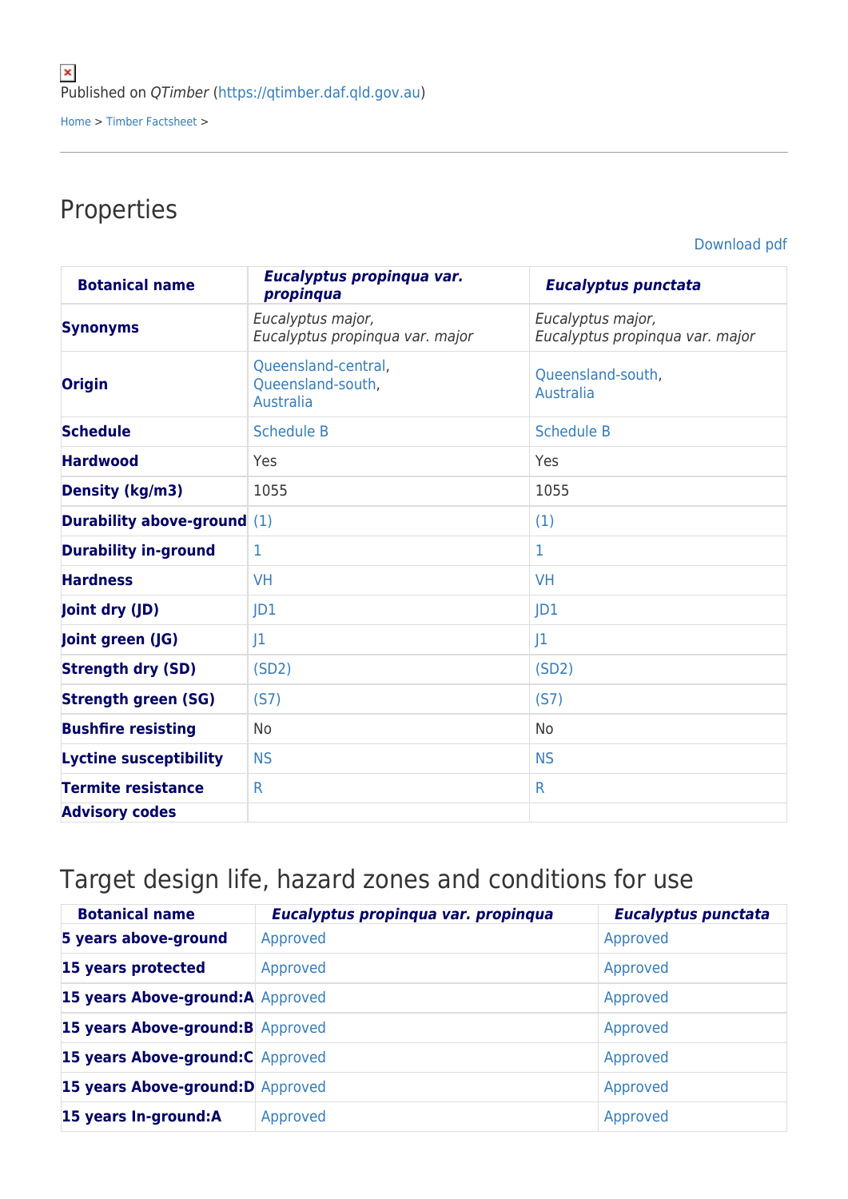Published on *QTimber* (https://qtimber.daf.qld.gov.au)

Home > Timber Factsheet >

## Properties

Download pdf

| **Botanical name** | ***Eucalyptus propinqua var. propinqua*** | ***Eucalyptus punctata*** |
|---|---|---|
| **Synonyms** | *Eucalyptus major,* *Eucalyptus propinqua var. major* | *Eucalyptus major,* *Eucalyptus propinqua var. major* |
| **Origin** | Queensland-central, Queensland-south, Australia | Queensland-south, Australia |
| **Schedule** | Schedule B | Schedule B |
| **Hardwood** | Yes | Yes |
| **Density (kg/m3)** | 1055 | 1055 |
| **Durability above-ground** | (1) | (1) |
| **Durability in-ground** | 1 | 1 |
| **Hardness** | VH | VH |
| **Joint dry (JD)** | JD1 | JD1 |
| **Joint green (JG)** | J1 | J1 |
| **Strength dry (SD)** | (SD2) | (SD2) |
| **Strength green (SG)** | (S7) | (S7) |
| **Bushfire resisting** | No | No |
| **Lyctine susceptibility** | NS | NS |
| **Termite resistance** | R | R |
| **Advisory codes** | | |

## Target design life, hazard zones and conditions for use

| **Botanical name** | ***Eucalyptus propinqua var. propinqua*** | ***Eucalyptus punctata*** |
|---|---|---|
| **5 years above-ground** | Approved | Approved |
| **15 years protected** | Approved | Approved |
| **15 years Above-ground:A** | Approved | Approved |
| **15 years Above-ground:B** | Approved | Approved |
| **15 years Above-ground:C** | Approved | Approved |
| **15 years Above-ground:D** | Approved | Approved |
| **15 years In-ground:A** | Approved | Approved |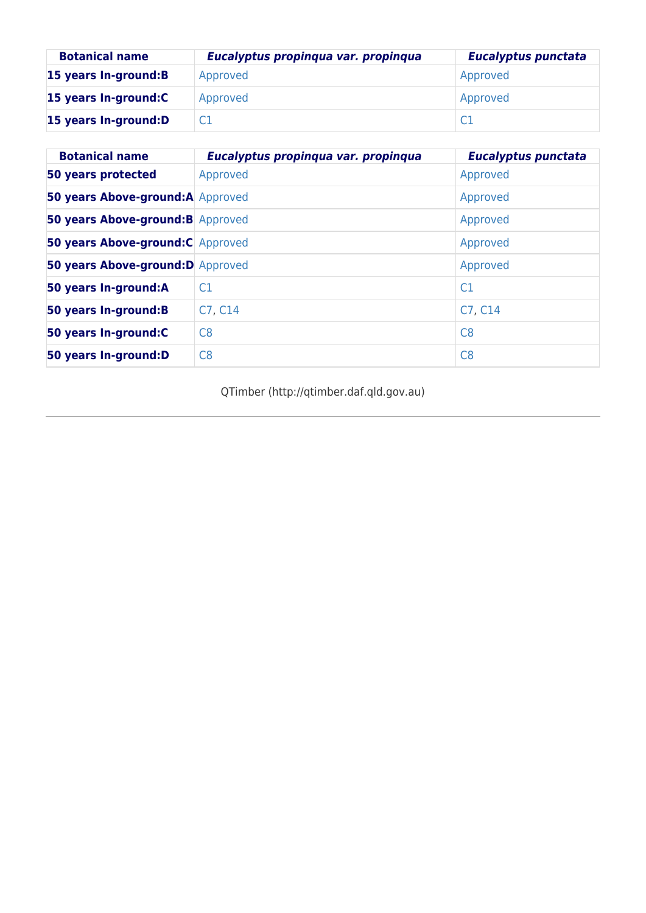| Botanical name | *Eucalyptus propinqua var. propinqua* | *Eucalyptus punctata* |
|---|---|---|
| **15 years In-ground:B** | Approved | Approved |
| **15 years In-ground:C** | Approved | Approved |
| **15 years In-ground:D** | C1 | C1 |

| Botanical name | *Eucalyptus propinqua var. propinqua* | *Eucalyptus punctata* |
|---|---|---|
| **50 years protected** | Approved | Approved |
| **50 years Above-ground:A** | Approved | Approved |
| **50 years Above-ground:B** | Approved | Approved |
| **50 years Above-ground:C** | Approved | Approved |
| **50 years Above-ground:D** | Approved | Approved |
| **50 years In-ground:A** | C1 | C1 |
| **50 years In-ground:B** | C7, C14 | C7, C14 |
| **50 years In-ground:C** | C8 | C8 |
| **50 years In-ground:D** | C8 | C8 |

QTimber (http://qtimber.daf.qld.gov.au)